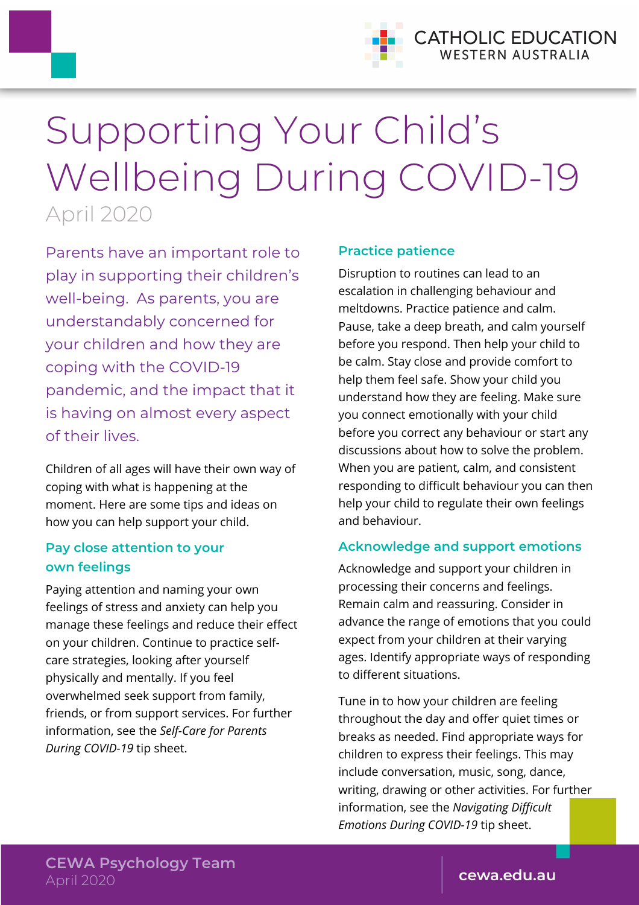# Supporting Your Child's Wellbeing During COVID-19

April 2020

Parents have an important role to play in supporting their children's well-being. As parents, you are understandably concerned for your children and how they are coping with the COVID-19 pandemic, and the impact that it is having on almost every aspect of their lives.

Children of all ages will have their own way of coping with what is happening at the moment. Here are some tips and ideas on how you can help support your child.

## Pay close attention to your own feelings

Paying attention and naming your own feelings of stress and anxiety can help you manage these feelings and reduce their effect on your children. Continue to practice self-care strategies, looking after yourself physically and mentally. If you feel overwhelmed seek support from family, friends, or from support services. For further information, see the *Self-Care for Parents During COVID-19* tip sheet.

## Practice patience

Disruption to routines can lead to an escalation in challenging behaviour and meltdowns. Practice patience and calm. Pause, take a deep breath, and calm yourself before you respond. Then help your child to be calm. Stay close and provide comfort to help them feel safe. Show your child you understand how they are feeling. Make sure you connect emotionally with your child before you correct any behaviour or start any discussions about how to solve the problem. When you are patient, calm, and consistent responding to difficult behaviour you can then help your child to regulate their own feelings and behaviour.

## Acknowledge and support emotions

Acknowledge and support your children in processing their concerns and feelings. Remain calm and reassuring. Consider in advance the range of emotions that you could expect from your children at their varying ages. Identify appropriate ways of responding to different situations.

Tune in to how your children are feeling throughout the day and offer quiet times or breaks as needed. Find appropriate ways for children to express their feelings. This may include conversation, music, song, dance, writing, drawing or other activities. For further information, see the *Navigating Difficult Emotions During COVID-19* tip sheet.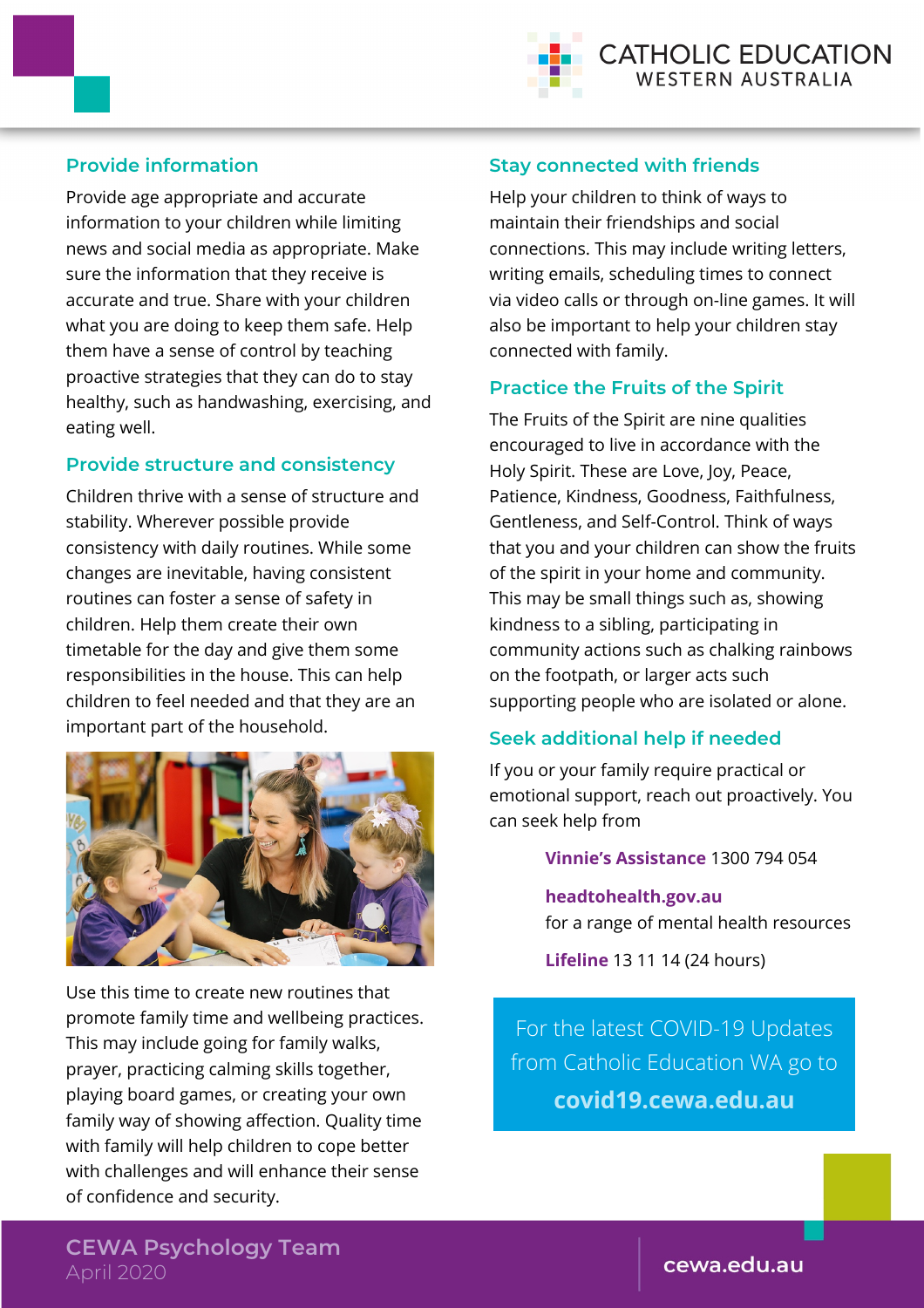## Provide information

Provide age appropriate and accurate information to your children while limiting news and social media as appropriate. Make sure the information that they receive is accurate and true. Share with your children what you are doing to keep them safe. Help them have a sense of control by teaching proactive strategies that they can do to stay healthy, such as handwashing, exercising, and eating well.

## Provide structure and consistency

Children thrive with a sense of structure and stability. Wherever possible provide consistency with daily routines. While some changes are inevitable, having consistent routines can foster a sense of safety in children. Help them create their own timetable for the day and give them some responsibilities in the house. This can help children to feel needed and that they are an important part of the household.

Use this time to create new routines that promote family time and wellbeing practices. This may include going for family walks, prayer, practicing calming skills together, playing board games, or creating your own family way of showing affection. Quality time with family will help children to cope better with challenges and will enhance their sense of confidence and security.

## Stay connected with friends

Help your children to think of ways to maintain their friendships and social connections. This may include writing letters, writing emails, scheduling times to connect via video calls or through on-line games. It will also be important to help your children stay connected with family.

## Practice the Fruits of the Spirit

The Fruits of the Spirit are nine qualities encouraged to live in accordance with the Holy Spirit. These are Love, Joy, Peace, Patience, Kindness, Goodness, Faithfulness, Gentleness, and Self-Control. Think of ways that you and your children can show the fruits of the spirit in your home and community. This may be small things such as, showing kindness to a sibling, participating in community actions such as chalking rainbows on the footpath, or larger acts such supporting people who are isolated or alone.

## Seek additional help if needed

If you or your family require practical or emotional support, reach out proactively. You can seek help from

**Vinnie's Assistance** 1300 794 054

**headtohealth.gov.au**
for a range of mental health resources

**Lifeline** 13 11 14 (24 hours)

For the latest COVID-19 Updates from Catholic Education WA go to
**covid19.cewa.edu.au**

**CEWA Psychology Team**
April 2020

**cewa.edu.au**